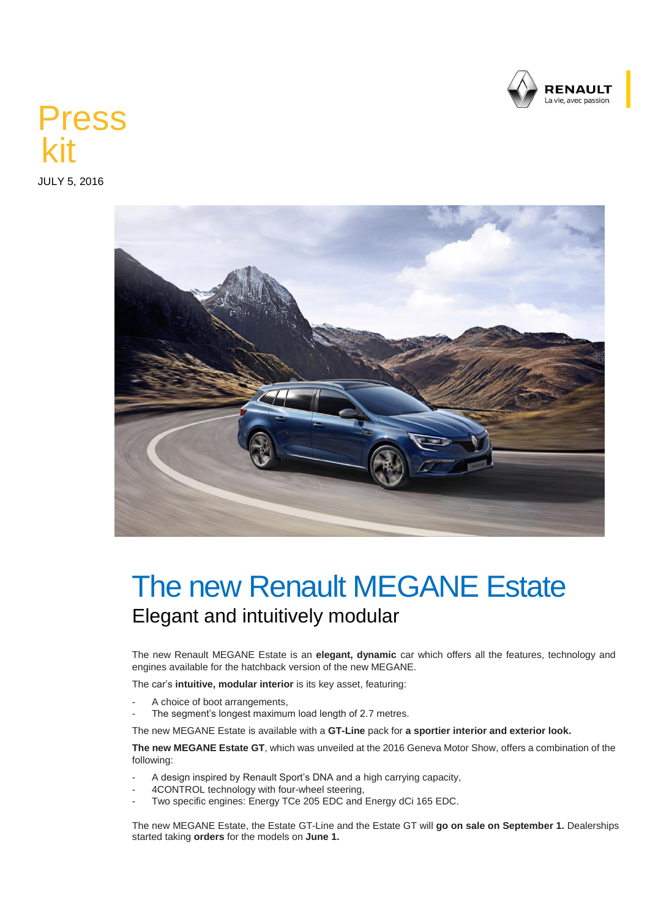Press kit

JULY 5, 2016

# The new Renault MEGANE Estate

## Elegant and intuitively modular

The new Renault MEGANE Estate is an **elegant, dynamic** car which offers all the features, technology and engines available for the hatchback version of the new MEGANE.

The car's **intuitive, modular interior** is its key asset, featuring:

- A choice of boot arrangements,
- The segment's longest maximum load length of 2.7 metres.

The new MEGANE Estate is available with a **GT-Line** pack for **a sportier interior and exterior look.**

**The new MEGANE Estate GT**, which was unveiled at the 2016 Geneva Motor Show, offers a combination of the following:

- A design inspired by Renault Sport's DNA and a high carrying capacity,
- 4CONTROL technology with four-wheel steering,
- Two specific engines: Energy TCe 205 EDC and Energy dCi 165 EDC.

The new MEGANE Estate, the Estate GT-Line and the Estate GT will **go on sale on September 1.** Dealerships started taking **orders** for the models on **June 1.**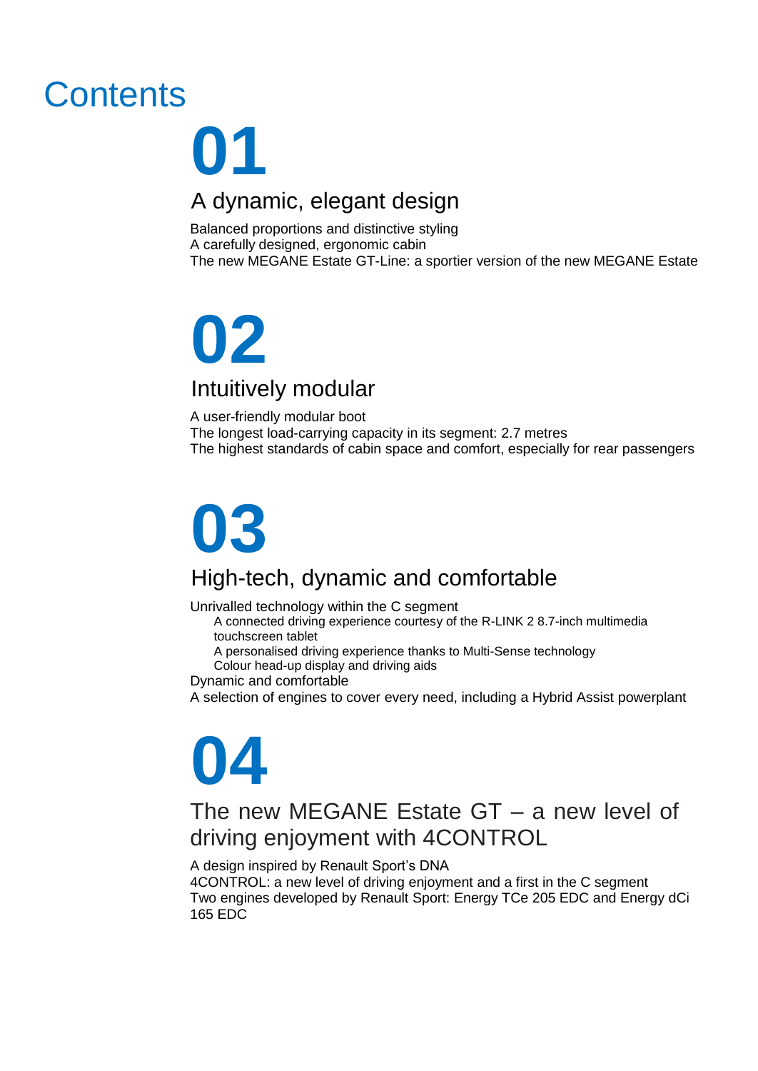# Contents

## 01

### A dynamic, elegant design

Balanced proportions and distinctive styling
A carefully designed, ergonomic cabin
The new MEGANE Estate GT-Line: a sportier version of the new MEGANE Estate

## 02

### Intuitively modular

A user-friendly modular boot
The longest load-carrying capacity in its segment: 2.7 metres
The highest standards of cabin space and comfort, especially for rear passengers

## 03

### High-tech, dynamic and comfortable

Unrivalled technology within the C segment

- A connected driving experience courtesy of the R-LINK 2 8.7-inch multimedia touchscreen tablet
- A personalised driving experience thanks to Multi-Sense technology
- Colour head-up display and driving aids

Dynamic and comfortable
A selection of engines to cover every need, including a Hybrid Assist powerplant

## 04

### The new MEGANE Estate GT – a new level of driving enjoyment with 4CONTROL

A design inspired by Renault Sport's DNA
4CONTROL: a new level of driving enjoyment and a first in the C segment
Two engines developed by Renault Sport: Energy TCe 205 EDC and Energy dCi 165 EDC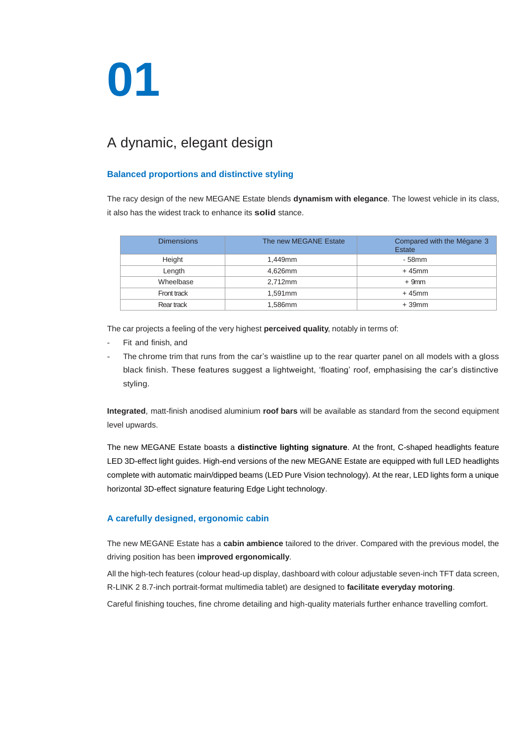# 01

## A dynamic, elegant design

### Balanced proportions and distinctive styling

The racy design of the new MEGANE Estate blends **dynamism with elegance**. The lowest vehicle in its class, it also has the widest track to enhance its **solid** stance.

| Dimensions | The new MEGANE Estate | Compared with the Mégane 3 Estate |
|---|---|---|
| Height | 1,449mm | - 58mm |
| Length | 4,626mm | + 45mm |
| Wheelbase | 2,712mm | + 9mm |
| Front track | 1,591mm | + 45mm |
| Rear track | 1,586mm | + 39mm |

The car projects a feeling of the very highest **perceived quality**, notably in terms of:

- Fit and finish, and
- The chrome trim that runs from the car's waistline up to the rear quarter panel on all models with a gloss black finish. These features suggest a lightweight, 'floating' roof, emphasising the car's distinctive styling.

**Integrated**, matt-finish anodised aluminium **roof bars** will be available as standard from the second equipment level upwards.

The new MEGANE Estate boasts a **distinctive lighting signature**. At the front, C-shaped headlights feature LED 3D-effect light guides. High-end versions of the new MEGANE Estate are equipped with full LED headlights complete with automatic main/dipped beams (LED Pure Vision technology). At the rear, LED lights form a unique horizontal 3D-effect signature featuring Edge Light technology.

### A carefully designed, ergonomic cabin

The new MEGANE Estate has a **cabin ambience** tailored to the driver. Compared with the previous model, the driving position has been **improved ergonomically**.

All the high-tech features (colour head-up display, dashboard with colour adjustable seven-inch TFT data screen, R-LINK 2 8.7-inch portrait-format multimedia tablet) are designed to **facilitate everyday motoring**.

Careful finishing touches, fine chrome detailing and high-quality materials further enhance travelling comfort.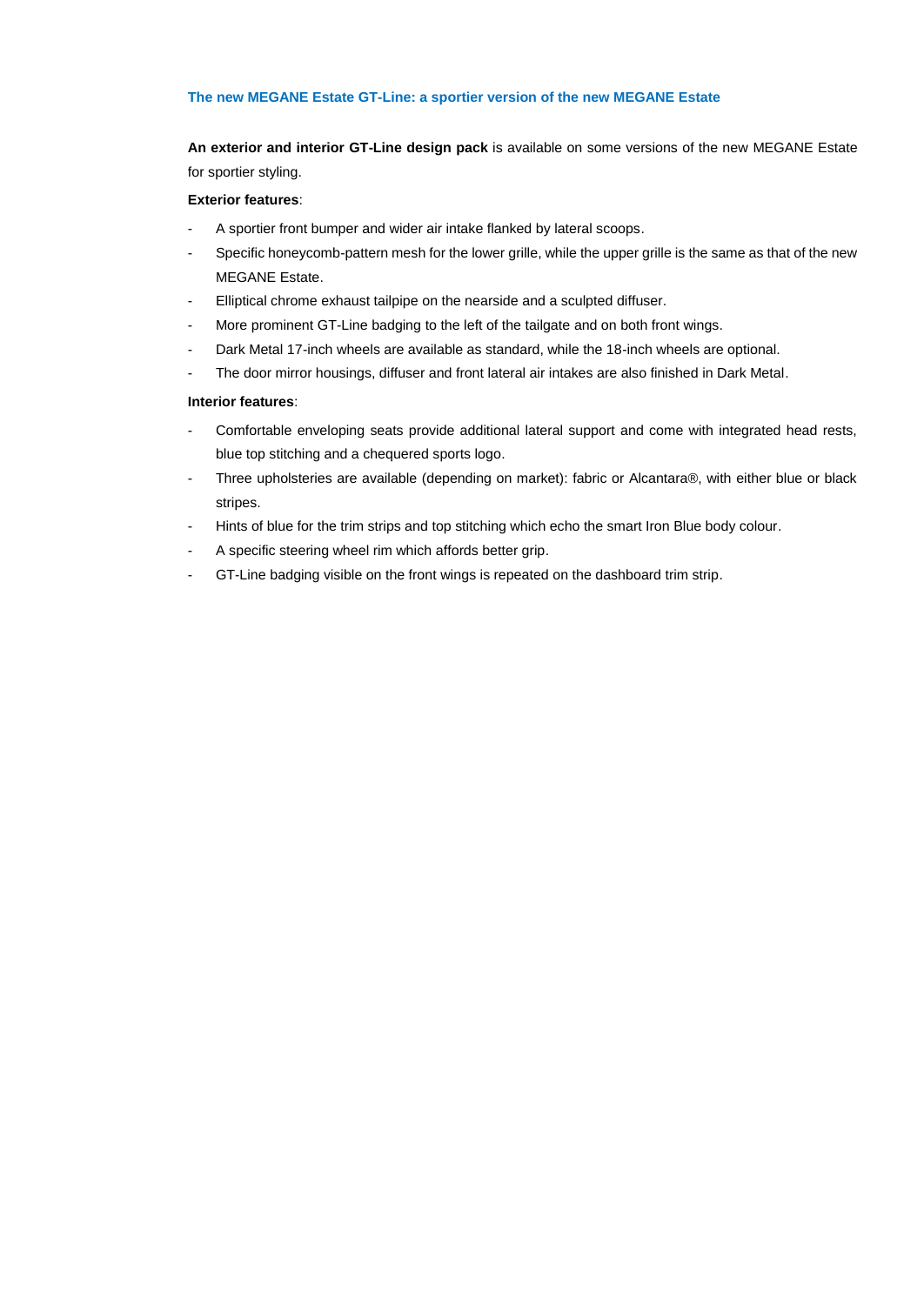## The new MEGANE Estate GT-Line: a sportier version of the new MEGANE Estate

**An exterior and interior GT-Line design pack** is available on some versions of the new MEGANE Estate for sportier styling.

**Exterior features**:

- A sportier front bumper and wider air intake flanked by lateral scoops.
- Specific honeycomb-pattern mesh for the lower grille, while the upper grille is the same as that of the new MEGANE Estate.
- Elliptical chrome exhaust tailpipe on the nearside and a sculpted diffuser.
- More prominent GT-Line badging to the left of the tailgate and on both front wings.
- Dark Metal 17-inch wheels are available as standard, while the 18-inch wheels are optional.
- The door mirror housings, diffuser and front lateral air intakes are also finished in Dark Metal.

**Interior features**:

- Comfortable enveloping seats provide additional lateral support and come with integrated head rests, blue top stitching and a chequered sports logo.
- Three upholsteries are available (depending on market): fabric or Alcantara®, with either blue or black stripes.
- Hints of blue for the trim strips and top stitching which echo the smart Iron Blue body colour.
- A specific steering wheel rim which affords better grip.
- GT-Line badging visible on the front wings is repeated on the dashboard trim strip.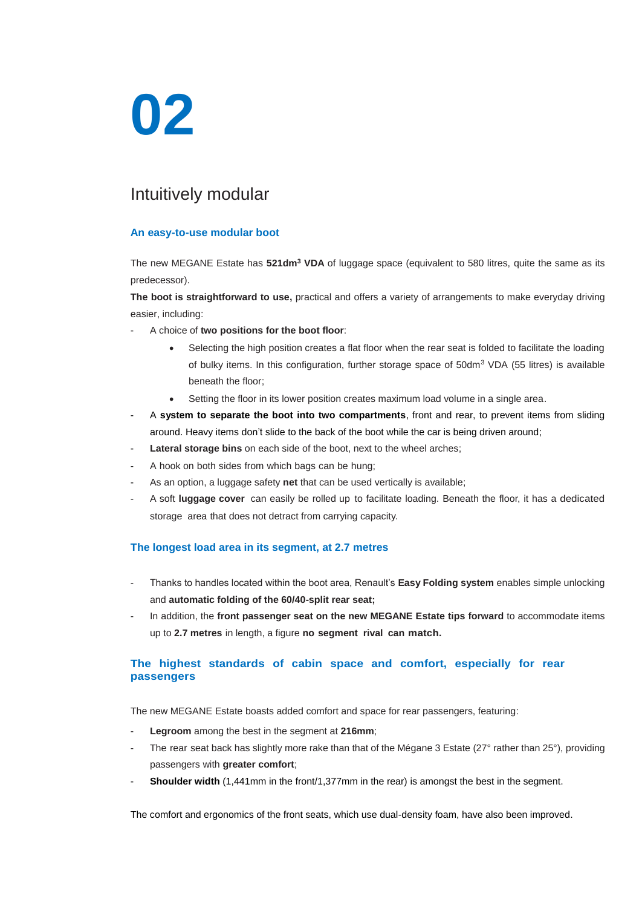# 02

## Intuitively modular

### An easy-to-use modular boot

The new MEGANE Estate has **521dm³ VDA** of luggage space (equivalent to 580 litres, quite the same as its predecessor).

**The boot is straightforward to use,** practical and offers a variety of arrangements to make everyday driving easier, including:

- A choice of **two positions for the boot floor**:
  - Selecting the high position creates a flat floor when the rear seat is folded to facilitate the loading of bulky items. In this configuration, further storage space of 50dm³ VDA (55 litres) is available beneath the floor;
  - Setting the floor in its lower position creates maximum load volume in a single area.
- A **system to separate the boot into two compartments**, front and rear, to prevent items from sliding around. Heavy items don't slide to the back of the boot while the car is being driven around;
- **Lateral storage bins** on each side of the boot, next to the wheel arches;
- A hook on both sides from which bags can be hung;
- As an option, a luggage safety **net** that can be used vertically is available;
- A soft **luggage cover** can easily be rolled up to facilitate loading. Beneath the floor, it has a dedicated storage area that does not detract from carrying capacity.

### The longest load area in its segment, at 2.7 metres

- Thanks to handles located within the boot area, Renault's **Easy Folding system** enables simple unlocking and **automatic folding of the 60/40-split rear seat;**
- In addition, the **front passenger seat on the new MEGANE Estate tips forward** to accommodate items up to **2.7 metres** in length, a figure **no segment rival can match.**

### The highest standards of cabin space and comfort, especially for rear passengers

The new MEGANE Estate boasts added comfort and space for rear passengers, featuring:

- **Legroom** among the best in the segment at **216mm**;
- The rear seat back has slightly more rake than that of the Mégane 3 Estate (27° rather than 25°), providing passengers with **greater comfort**;
- **Shoulder width** (1,441mm in the front/1,377mm in the rear) is amongst the best in the segment.

The comfort and ergonomics of the front seats, which use dual-density foam, have also been improved.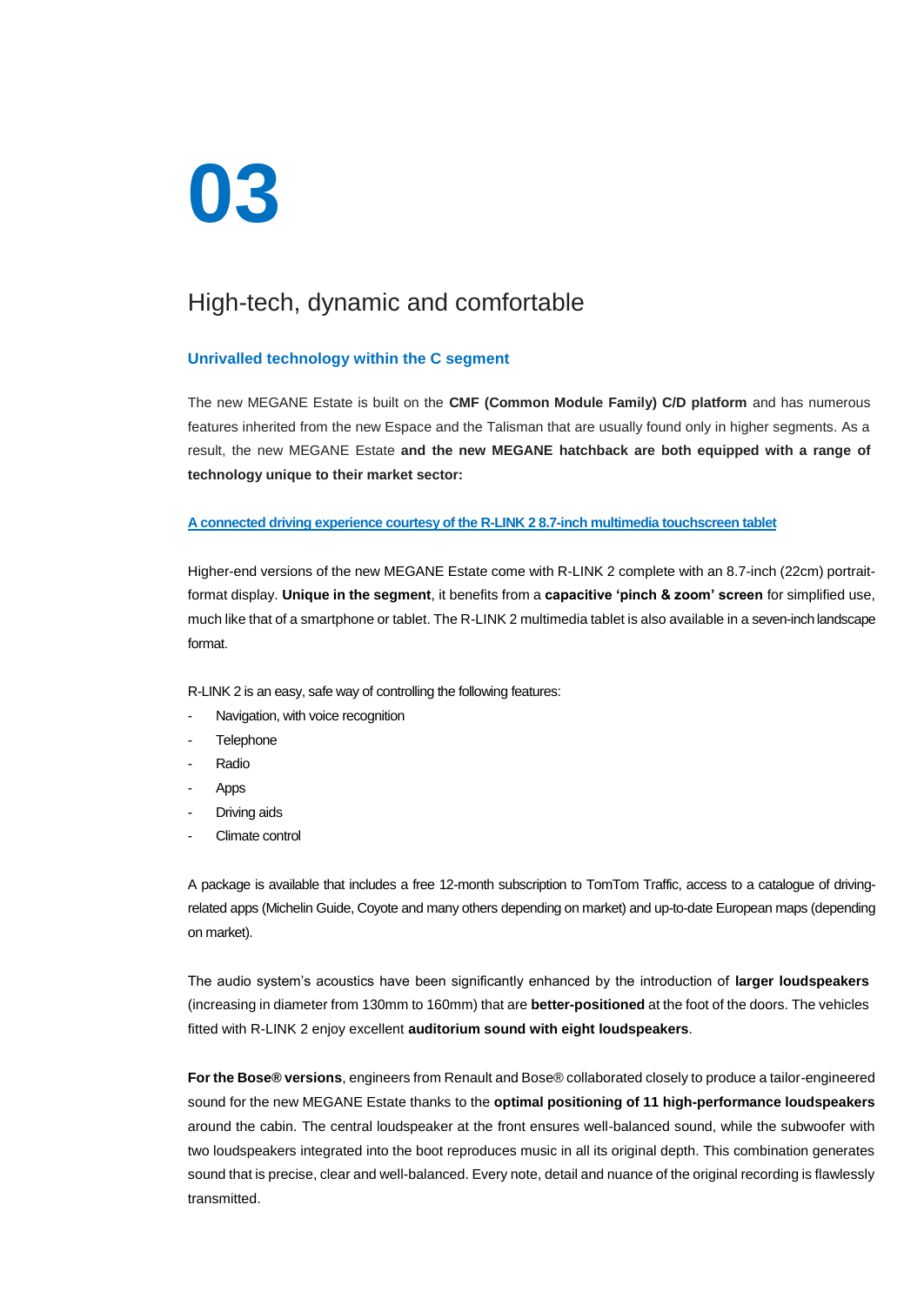# 03

## High-tech, dynamic and comfortable

### Unrivalled technology within the C segment

The new MEGANE Estate is built on the **CMF (Common Module Family) C/D platform** and has numerous features inherited from the new Espace and the Talisman that are usually found only in higher segments. As a result, the new MEGANE Estate **and the new MEGANE hatchback are both equipped with a range of technology unique to their market sector:**

**A connected driving experience courtesy of the R-LINK 2 8.7-inch multimedia touchscreen tablet**

Higher-end versions of the new MEGANE Estate come with R-LINK 2 complete with an 8.7-inch (22cm) portrait-format display. **Unique in the segment**, it benefits from a **capacitive 'pinch & zoom' screen** for simplified use, much like that of a smartphone or tablet. The R-LINK 2 multimedia tablet is also available in a seven-inch landscape format.

R-LINK 2 is an easy, safe way of controlling the following features:

- Navigation, with voice recognition
- Telephone
- Radio
- Apps
- Driving aids
- Climate control

A package is available that includes a free 12-month subscription to TomTom Traffic, access to a catalogue of driving-related apps (Michelin Guide, Coyote and many others depending on market) and up-to-date European maps (depending on market).

The audio system's acoustics have been significantly enhanced by the introduction of **larger loudspeakers** (increasing in diameter from 130mm to 160mm) that are **better-positioned** at the foot of the doors. The vehicles fitted with R-LINK 2 enjoy excellent **auditorium sound with eight loudspeakers**.

**For the Bose® versions**, engineers from Renault and Bose® collaborated closely to produce a tailor-engineered sound for the new MEGANE Estate thanks to the **optimal positioning of 11 high-performance loudspeakers** around the cabin. The central loudspeaker at the front ensures well-balanced sound, while the subwoofer with two loudspeakers integrated into the boot reproduces music in all its original depth. This combination generates sound that is precise, clear and well-balanced. Every note, detail and nuance of the original recording is flawlessly transmitted.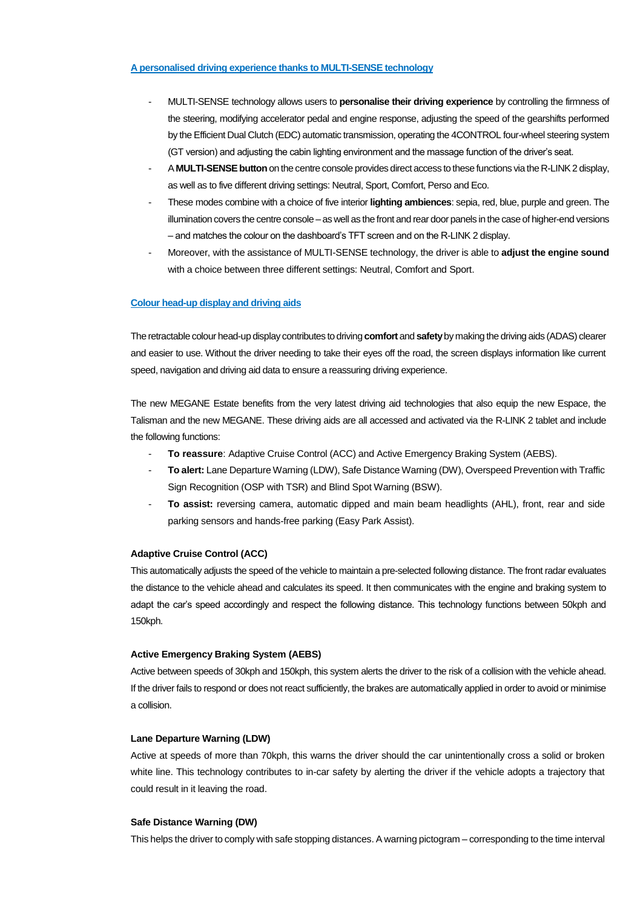## A personalised driving experience thanks to MULTI-SENSE technology

- MULTI-SENSE technology allows users to **personalise their driving experience** by controlling the firmness of the steering, modifying accelerator pedal and engine response, adjusting the speed of the gearshifts performed by the Efficient Dual Clutch (EDC) automatic transmission, operating the 4CONTROL four-wheel steering system (GT version) and adjusting the cabin lighting environment and the massage function of the driver's seat.
- A **MULTI-SENSE button** on the centre console provides direct access to these functions via the R-LINK 2 display, as well as to five different driving settings: Neutral, Sport, Comfort, Perso and Eco.
- These modes combine with a choice of five interior **lighting ambiences**: sepia, red, blue, purple and green. The illumination covers the centre console – as well as the front and rear door panels in the case of higher-end versions – and matches the colour on the dashboard's TFT screen and on the R-LINK 2 display.
- Moreover, with the assistance of MULTI-SENSE technology, the driver is able to **adjust the engine sound** with a choice between three different settings: Neutral, Comfort and Sport.

## Colour head-up display and driving aids

The retractable colour head-up display contributes to driving **comfort** and **safety** by making the driving aids (ADAS) clearer and easier to use. Without the driver needing to take their eyes off the road, the screen displays information like current speed, navigation and driving aid data to ensure a reassuring driving experience.

The new MEGANE Estate benefits from the very latest driving aid technologies that also equip the new Espace, the Talisman and the new MEGANE. These driving aids are all accessed and activated via the R-LINK 2 tablet and include the following functions:

- **To reassure**: Adaptive Cruise Control (ACC) and Active Emergency Braking System (AEBS).
- **To alert:** Lane Departure Warning (LDW), Safe Distance Warning (DW), Overspeed Prevention with Traffic Sign Recognition (OSP with TSR) and Blind Spot Warning (BSW).
- **To assist:** reversing camera, automatic dipped and main beam headlights (AHL), front, rear and side parking sensors and hands-free parking (Easy Park Assist).

### Adaptive Cruise Control (ACC)

This automatically adjusts the speed of the vehicle to maintain a pre-selected following distance. The front radar evaluates the distance to the vehicle ahead and calculates its speed. It then communicates with the engine and braking system to adapt the car's speed accordingly and respect the following distance. This technology functions between 50kph and 150kph.

### Active Emergency Braking System (AEBS)

Active between speeds of 30kph and 150kph, this system alerts the driver to the risk of a collision with the vehicle ahead. If the driver fails to respond or does not react sufficiently, the brakes are automatically applied in order to avoid or minimise a collision.

### Lane Departure Warning (LDW)

Active at speeds of more than 70kph, this warns the driver should the car unintentionally cross a solid or broken white line. This technology contributes to in-car safety by alerting the driver if the vehicle adopts a trajectory that could result in it leaving the road.

### Safe Distance Warning (DW)

This helps the driver to comply with safe stopping distances. A warning pictogram – corresponding to the time interval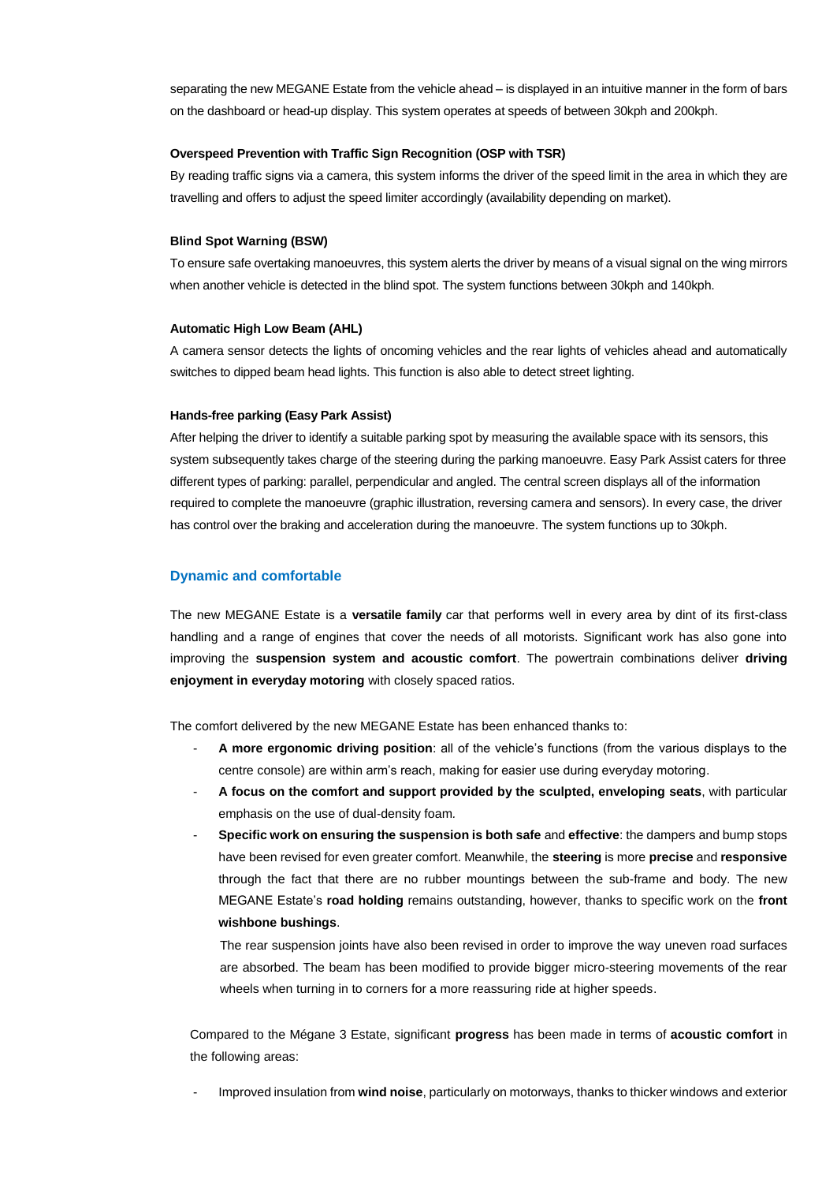separating the new MEGANE Estate from the vehicle ahead – is displayed in an intuitive manner in the form of bars on the dashboard or head-up display. This system operates at speeds of between 30kph and 200kph.

**Overspeed Prevention with Traffic Sign Recognition (OSP with TSR)**

By reading traffic signs via a camera, this system informs the driver of the speed limit in the area in which they are travelling and offers to adjust the speed limiter accordingly (availability depending on market).

**Blind Spot Warning (BSW)**

To ensure safe overtaking manoeuvres, this system alerts the driver by means of a visual signal on the wing mirrors when another vehicle is detected in the blind spot. The system functions between 30kph and 140kph.

**Automatic High Low Beam (AHL)**

A camera sensor detects the lights of oncoming vehicles and the rear lights of vehicles ahead and automatically switches to dipped beam head lights. This function is also able to detect street lighting.

**Hands-free parking (Easy Park Assist)**

After helping the driver to identify a suitable parking spot by measuring the available space with its sensors, this system subsequently takes charge of the steering during the parking manoeuvre. Easy Park Assist caters for three different types of parking: parallel, perpendicular and angled. The central screen displays all of the information required to complete the manoeuvre (graphic illustration, reversing camera and sensors). In every case, the driver has control over the braking and acceleration during the manoeuvre. The system functions up to 30kph.

## Dynamic and comfortable

The new MEGANE Estate is a **versatile family** car that performs well in every area by dint of its first-class handling and a range of engines that cover the needs of all motorists. Significant work has also gone into improving the **suspension system and acoustic comfort**. The powertrain combinations deliver **driving enjoyment in everyday motoring** with closely spaced ratios.

The comfort delivered by the new MEGANE Estate has been enhanced thanks to:

- **A more ergonomic driving position**: all of the vehicle's functions (from the various displays to the centre console) are within arm's reach, making for easier use during everyday motoring.
- **A focus on the comfort and support provided by the sculpted, enveloping seats**, with particular emphasis on the use of dual-density foam.
- **Specific work on ensuring the suspension is both safe** and **effective**: the dampers and bump stops have been revised for even greater comfort. Meanwhile, the **steering** is more **precise** and **responsive** through the fact that there are no rubber mountings between the sub-frame and body. The new MEGANE Estate's **road holding** remains outstanding, however, thanks to specific work on the **front wishbone bushings**.

  The rear suspension joints have also been revised in order to improve the way uneven road surfaces are absorbed. The beam has been modified to provide bigger micro-steering movements of the rear wheels when turning in to corners for a more reassuring ride at higher speeds.

Compared to the Mégane 3 Estate, significant **progress** has been made in terms of **acoustic comfort** in the following areas:

- Improved insulation from **wind noise**, particularly on motorways, thanks to thicker windows and exterior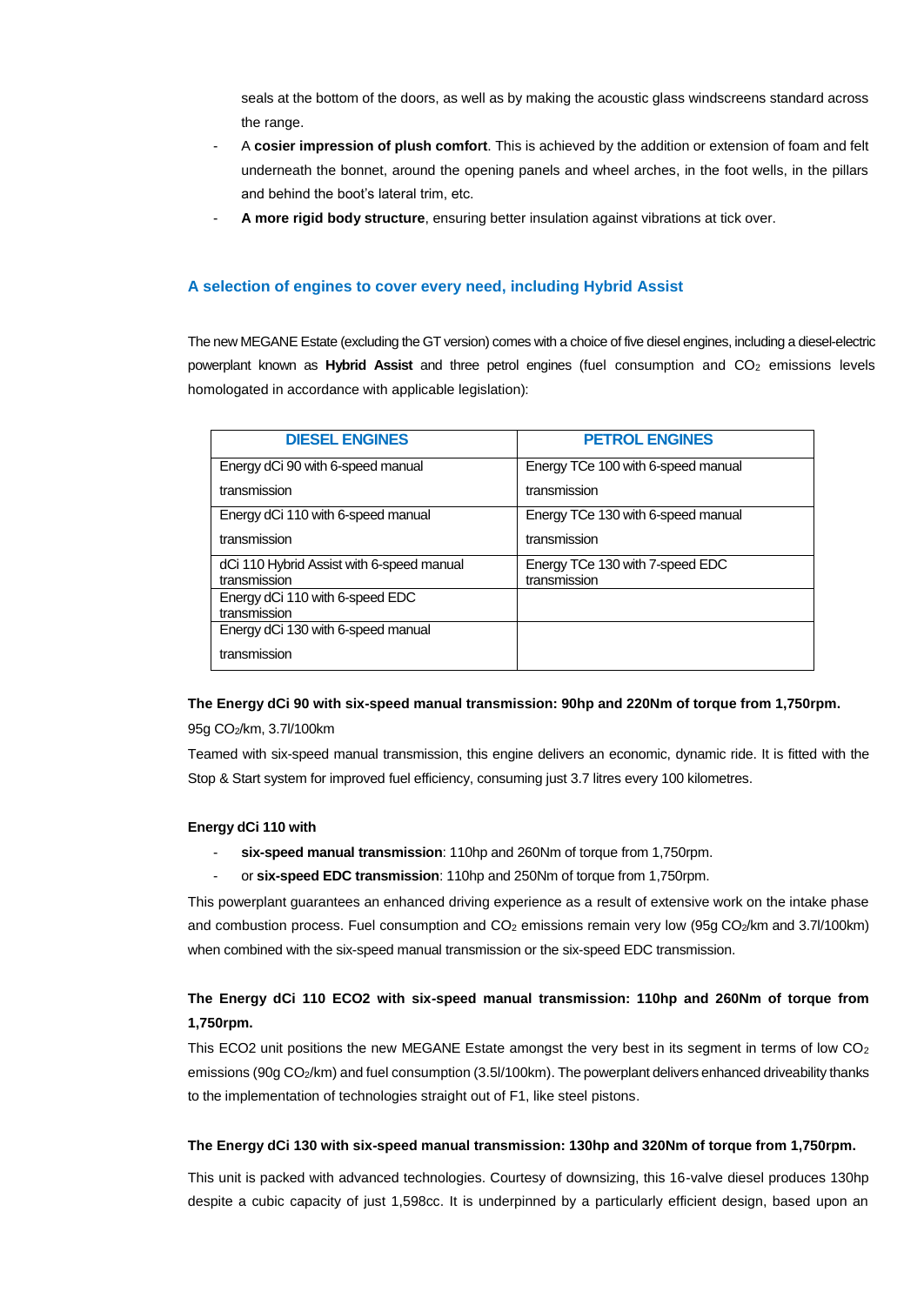seals at the bottom of the doors, as well as by making the acoustic glass windscreens standard across the range.

- A **cosier impression of plush comfort**. This is achieved by the addition or extension of foam and felt underneath the bonnet, around the opening panels and wheel arches, in the foot wells, in the pillars and behind the boot's lateral trim, etc.
- **A more rigid body structure**, ensuring better insulation against vibrations at tick over.

## A selection of engines to cover every need, including Hybrid Assist

The new MEGANE Estate (excluding the GT version) comes with a choice of five diesel engines, including a diesel-electric powerplant known as **Hybrid Assist** and three petrol engines (fuel consumption and $CO_2$ emissions levels homologated in accordance with applicable legislation):

| DIESEL ENGINES | PETROL ENGINES |
|---|---|
| Energy dCi 90 with 6-speed manual transmission | Energy TCe 100 with 6-speed manual transmission |
| Energy dCi 110 with 6-speed manual transmission | Energy TCe 130 with 6-speed manual transmission |
| dCi 110 Hybrid Assist with 6-speed manual transmission | Energy TCe 130 with 7-speed EDC transmission |
| Energy dCi 110 with 6-speed EDC transmission | |
| Energy dCi 130 with 6-speed manual transmission | |

**The Energy dCi 90 with six-speed manual transmission: 90hp and 220Nm of torque from 1,750rpm.**

95g $CO_2$/km, 3.7l/100km

Teamed with six-speed manual transmission, this engine delivers an economic, dynamic ride. It is fitted with the Stop & Start system for improved fuel efficiency, consuming just 3.7 litres every 100 kilometres.

**Energy dCi 110 with**

- **six-speed manual transmission**: 110hp and 260Nm of torque from 1,750rpm.
- or **six-speed EDC transmission**: 110hp and 250Nm of torque from 1,750rpm.

This powerplant guarantees an enhanced driving experience as a result of extensive work on the intake phase and combustion process. Fuel consumption and $CO_2$ emissions remain very low (95g $CO_2$/km and 3.7l/100km) when combined with the six-speed manual transmission or the six-speed EDC transmission.

**The Energy dCi 110 ECO2 with six-speed manual transmission: 110hp and 260Nm of torque from 1,750rpm.**

This ECO2 unit positions the new MEGANE Estate amongst the very best in its segment in terms of low $CO_2$ emissions (90g $CO_2$/km) and fuel consumption (3.5l/100km). The powerplant delivers enhanced driveability thanks to the implementation of technologies straight out of F1, like steel pistons.

**The Energy dCi 130 with six-speed manual transmission: 130hp and 320Nm of torque from 1,750rpm.**

This unit is packed with advanced technologies. Courtesy of downsizing, this 16-valve diesel produces 130hp despite a cubic capacity of just 1,598cc. It is underpinned by a particularly efficient design, based upon an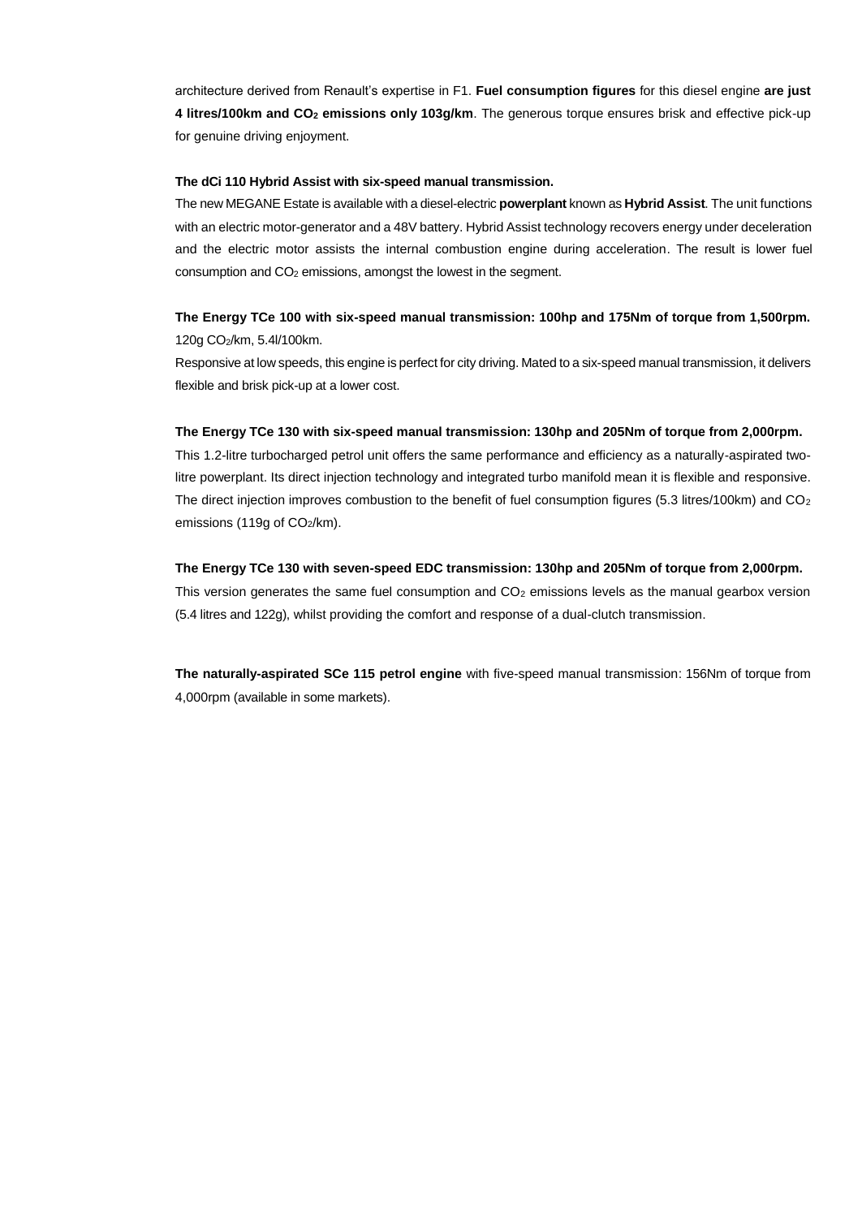architecture derived from Renault's expertise in F1. **Fuel consumption figures** for this diesel engine **are just 4 litres/100km and $CO_2$ emissions only 103g/km**. The generous torque ensures brisk and effective pick-up for genuine driving enjoyment.

**The dCi 110 Hybrid Assist with six-speed manual transmission.**

The new MEGANE Estate is available with a diesel-electric **powerplant** known as **Hybrid Assist**. The unit functions with an electric motor-generator and a 48V battery. Hybrid Assist technology recovers energy under deceleration and the electric motor assists the internal combustion engine during acceleration. The result is lower fuel consumption and $CO_2$ emissions, amongst the lowest in the segment.

**The Energy TCe 100 with six-speed manual transmission: 100hp and 175Nm of torque from 1,500rpm.**
120g $CO_2$/km, 5.4l/100km.

Responsive at low speeds, this engine is perfect for city driving. Mated to a six-speed manual transmission, it delivers flexible and brisk pick-up at a lower cost.

**The Energy TCe 130 with six-speed manual transmission: 130hp and 205Nm of torque from 2,000rpm.**

This 1.2-litre turbocharged petrol unit offers the same performance and efficiency as a naturally-aspirated two-litre powerplant. Its direct injection technology and integrated turbo manifold mean it is flexible and responsive. The direct injection improves combustion to the benefit of fuel consumption figures (5.3 litres/100km) and $CO_2$ emissions (119g of $CO_2$/km).

**The Energy TCe 130 with seven-speed EDC transmission: 130hp and 205Nm of torque from 2,000rpm.**

This version generates the same fuel consumption and $CO_2$ emissions levels as the manual gearbox version (5.4 litres and 122g), whilst providing the comfort and response of a dual-clutch transmission.

**The naturally-aspirated SCe 115 petrol engine** with five-speed manual transmission: 156Nm of torque from 4,000rpm (available in some markets).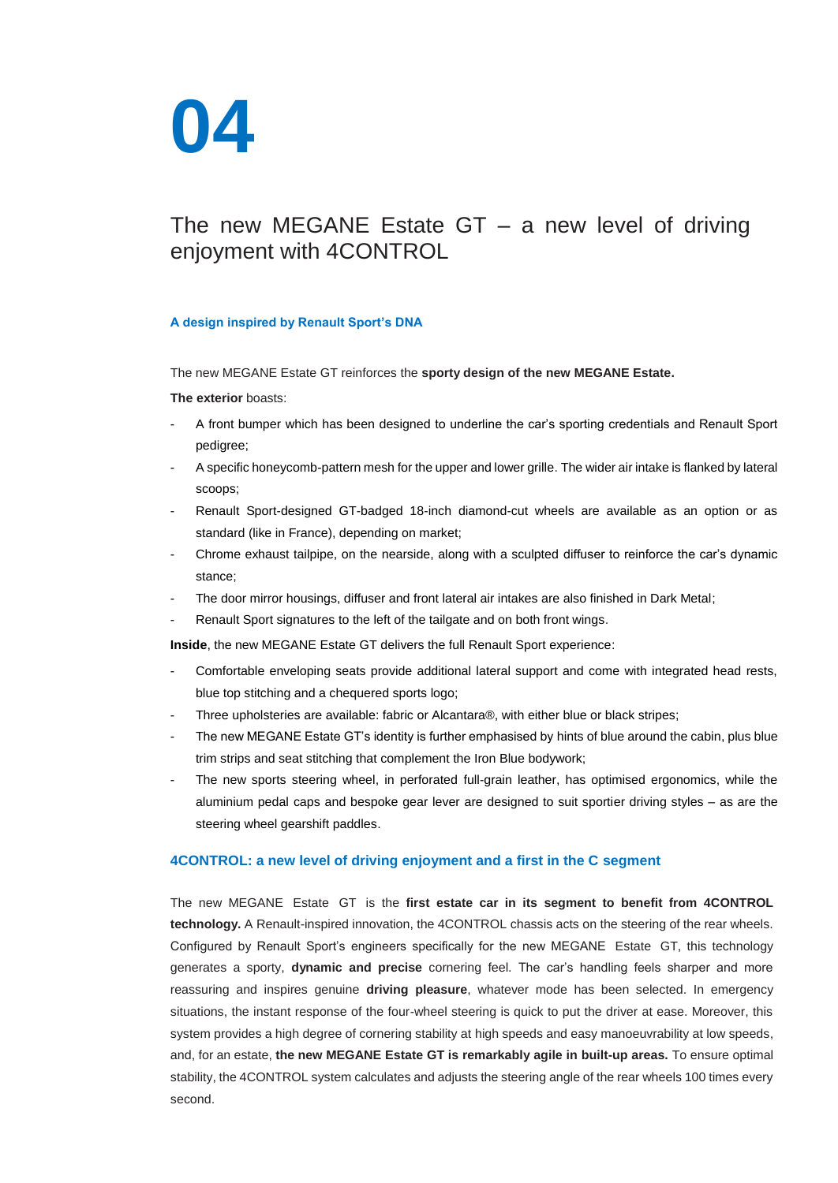# 04

## The new MEGANE Estate GT – a new level of driving enjoyment with 4CONTROL

### A design inspired by Renault Sport's DNA

The new MEGANE Estate GT reinforces the **sporty design of the new MEGANE Estate.**

**The exterior** boasts:

- A front bumper which has been designed to underline the car's sporting credentials and Renault Sport pedigree;
- A specific honeycomb-pattern mesh for the upper and lower grille. The wider air intake is flanked by lateral scoops;
- Renault Sport-designed GT-badged 18-inch diamond-cut wheels are available as an option or as standard (like in France), depending on market;
- Chrome exhaust tailpipe, on the nearside, along with a sculpted diffuser to reinforce the car's dynamic stance;
- The door mirror housings, diffuser and front lateral air intakes are also finished in Dark Metal;
- Renault Sport signatures to the left of the tailgate and on both front wings.

**Inside**, the new MEGANE Estate GT delivers the full Renault Sport experience:

- Comfortable enveloping seats provide additional lateral support and come with integrated head rests, blue top stitching and a chequered sports logo;
- Three upholsteries are available: fabric or Alcantara®, with either blue or black stripes;
- The new MEGANE Estate GT's identity is further emphasised by hints of blue around the cabin, plus blue trim strips and seat stitching that complement the Iron Blue bodywork;
- The new sports steering wheel, in perforated full-grain leather, has optimised ergonomics, while the aluminium pedal caps and bespoke gear lever are designed to suit sportier driving styles – as are the steering wheel gearshift paddles.

### 4CONTROL: a new level of driving enjoyment and a first in the C segment

The new MEGANE Estate GT is the **first estate car in its segment to benefit from 4CONTROL technology.** A Renault-inspired innovation, the 4CONTROL chassis acts on the steering of the rear wheels. Configured by Renault Sport's engineers specifically for the new MEGANE Estate GT, this technology generates a sporty, **dynamic and precise** cornering feel. The car's handling feels sharper and more reassuring and inspires genuine **driving pleasure**, whatever mode has been selected. In emergency situations, the instant response of the four-wheel steering is quick to put the driver at ease. Moreover, this system provides a high degree of cornering stability at high speeds and easy manoeuvrability at low speeds, and, for an estate, **the new MEGANE Estate GT is remarkably agile in built-up areas.** To ensure optimal stability, the 4CONTROL system calculates and adjusts the steering angle of the rear wheels 100 times every second.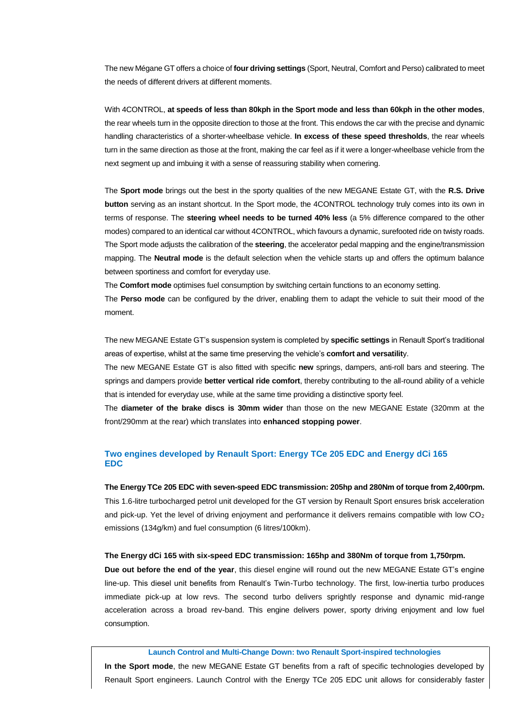The new Mégane GT offers a choice of **four driving settings** (Sport, Neutral, Comfort and Perso) calibrated to meet the needs of different drivers at different moments.

With 4CONTROL, **at speeds of less than 80kph in the Sport mode and less than 60kph in the other modes**, the rear wheels turn in the opposite direction to those at the front. This endows the car with the precise and dynamic handling characteristics of a shorter-wheelbase vehicle. **In excess of these speed thresholds**, the rear wheels turn in the same direction as those at the front, making the car feel as if it were a longer-wheelbase vehicle from the next segment up and imbuing it with a sense of reassuring stability when cornering.

The **Sport mode** brings out the best in the sporty qualities of the new MEGANE Estate GT, with the **R.S. Drive button** serving as an instant shortcut. In the Sport mode, the 4CONTROL technology truly comes into its own in terms of response. The **steering wheel needs to be turned 40% less** (a 5% difference compared to the other modes) compared to an identical car without 4CONTROL, which favours a dynamic, surefooted ride on twisty roads. The Sport mode adjusts the calibration of the **steering**, the accelerator pedal mapping and the engine/transmission mapping. The **Neutral mode** is the default selection when the vehicle starts up and offers the optimum balance between sportiness and comfort for everyday use.

The **Comfort mode** optimises fuel consumption by switching certain functions to an economy setting.

The **Perso mode** can be configured by the driver, enabling them to adapt the vehicle to suit their mood of the moment.

The new MEGANE Estate GT's suspension system is completed by **specific settings** in Renault Sport's traditional areas of expertise, whilst at the same time preserving the vehicle's **comfort and versatilit**y.

The new MEGANE Estate GT is also fitted with specific **new** springs, dampers, anti-roll bars and steering. The springs and dampers provide **better vertical ride comfort**, thereby contributing to the all-round ability of a vehicle that is intended for everyday use, while at the same time providing a distinctive sporty feel.

The **diameter of the brake discs is 30mm wider** than those on the new MEGANE Estate (320mm at the front/290mm at the rear) which translates into **enhanced stopping power**.

## Two engines developed by Renault Sport: Energy TCe 205 EDC and Energy dCi 165 EDC

**The Energy TCe 205 EDC with seven-speed EDC transmission: 205hp and 280Nm of torque from 2,400rpm.**

This 1.6-litre turbocharged petrol unit developed for the GT version by Renault Sport ensures brisk acceleration and pick-up. Yet the level of driving enjoyment and performance it delivers remains compatible with low $CO_2$ emissions (134g/km) and fuel consumption (6 litres/100km).

**The Energy dCi 165 with six-speed EDC transmission: 165hp and 380Nm of torque from 1,750rpm.**

**Due out before the end of the year**, this diesel engine will round out the new MEGANE Estate GT's engine line-up. This diesel unit benefits from Renault's Twin-Turbo technology. The first, low-inertia turbo produces immediate pick-up at low revs. The second turbo delivers sprightly response and dynamic mid-range acceleration across a broad rev-band. This engine delivers power, sporty driving enjoyment and low fuel consumption.

### Launch Control and Multi-Change Down: two Renault Sport-inspired technologies

**In the Sport mode**, the new MEGANE Estate GT benefits from a raft of specific technologies developed by Renault Sport engineers. Launch Control with the Energy TCe 205 EDC unit allows for considerably faster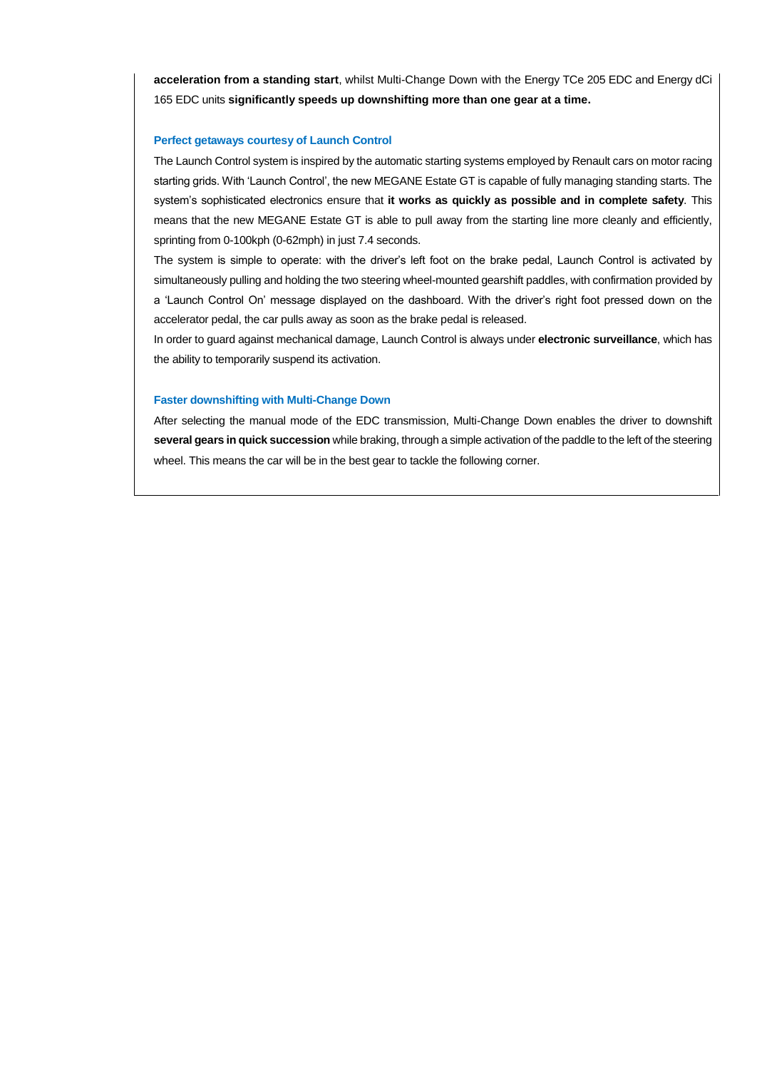**acceleration from a standing start**, whilst Multi-Change Down with the Energy TCe 205 EDC and Energy dCi 165 EDC units **significantly speeds up downshifting more than one gear at a time.**

### Perfect getaways courtesy of Launch Control

The Launch Control system is inspired by the automatic starting systems employed by Renault cars on motor racing starting grids. With 'Launch Control', the new MEGANE Estate GT is capable of fully managing standing starts. The system's sophisticated electronics ensure that **it works as quickly as possible and in complete safety**. This means that the new MEGANE Estate GT is able to pull away from the starting line more cleanly and efficiently, sprinting from 0-100kph (0-62mph) in just 7.4 seconds.

The system is simple to operate: with the driver's left foot on the brake pedal, Launch Control is activated by simultaneously pulling and holding the two steering wheel-mounted gearshift paddles, with confirmation provided by a 'Launch Control On' message displayed on the dashboard. With the driver's right foot pressed down on the accelerator pedal, the car pulls away as soon as the brake pedal is released.

In order to guard against mechanical damage, Launch Control is always under **electronic surveillance**, which has the ability to temporarily suspend its activation.

### Faster downshifting with Multi-Change Down

After selecting the manual mode of the EDC transmission, Multi-Change Down enables the driver to downshift **several gears in quick succession** while braking, through a simple activation of the paddle to the left of the steering wheel. This means the car will be in the best gear to tackle the following corner.